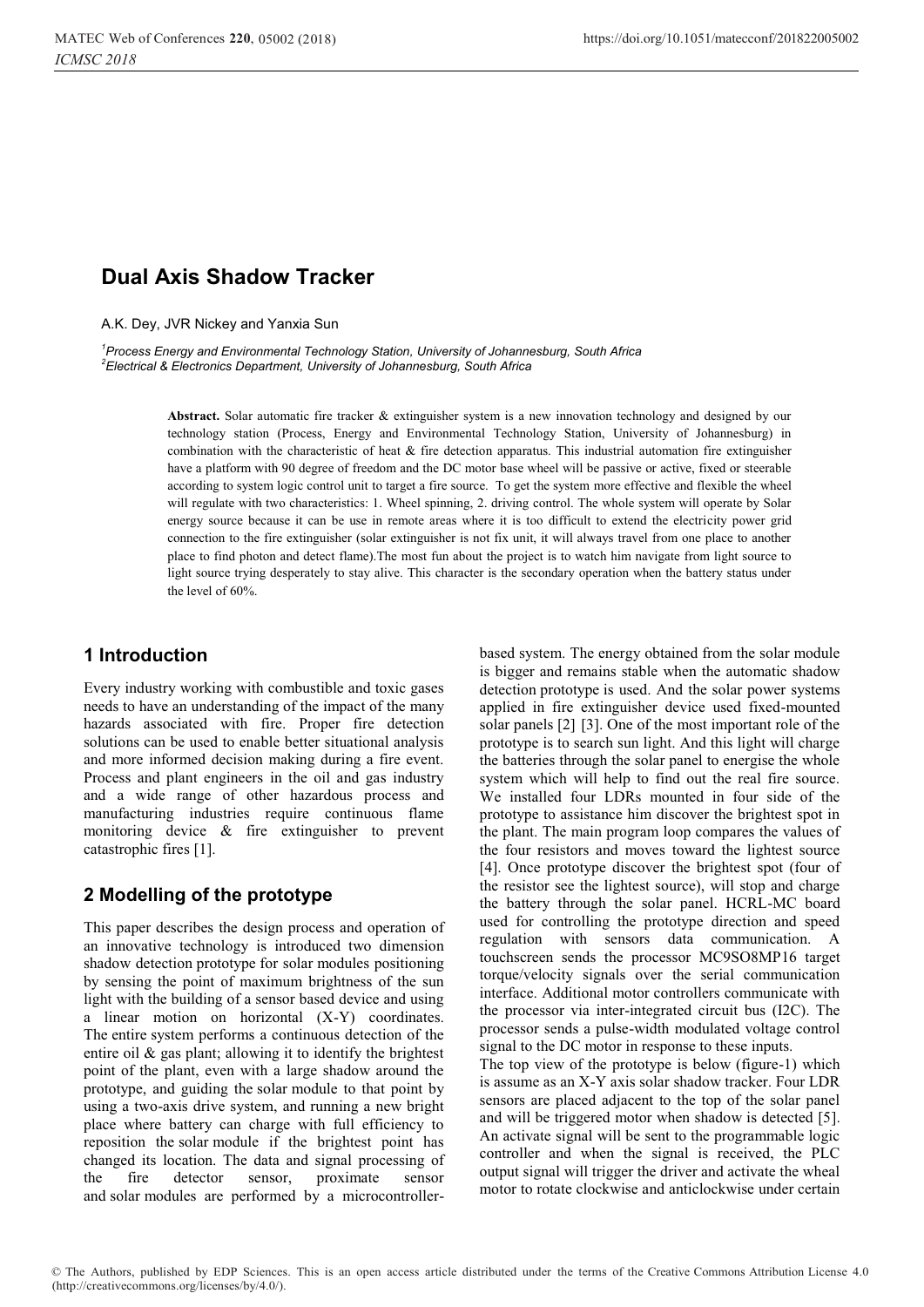# Dual Axis Shadow Tracker

A.K. Dey, JVR Nickey and Yanxia Sun

[1] *Process Energy and Environmental Technology Station, University of Johannesburg, South Africa*
[2] *Electrical & Electronics Department, University of Johannesburg, South Africa*

**Abstract.** Solar automatic fire tracker & extinguisher system is a new innovation technology and designed by our technology station (Process, Energy and Environmental Technology Station, University of Johannesburg) in combination with the characteristic of heat & fire detection apparatus. This industrial automation fire extinguisher have a platform with 90 degree of freedom and the DC motor base wheel will be passive or active, fixed or steerable according to system logic control unit to target a fire source. To get the system more effective and flexible the wheel will regulate with two characteristics: 1. Wheel spinning, 2. driving control. The whole system will operate by Solar energy source because it can be use in remote areas where it is too difficult to extend the electricity power grid connection to the fire extinguisher (solar extinguisher is not fix unit, it will always travel from one place to another place to find photon and detect flame).The most fun about the project is to watch him navigate from light source to light source trying desperately to stay alive. This character is the secondary operation when the battery status under the level of 60%.

## 1 Introduction

Every industry working with combustible and toxic gases needs to have an understanding of the impact of the many hazards associated with fire. Proper fire detection solutions can be used to enable better situational analysis and more informed decision making during a fire event. Process and plant engineers in the oil and gas industry and a wide range of other hazardous process and manufacturing industries require continuous flame monitoring device & fire extinguisher to prevent catastrophic fires [1].

## 2 Modelling of the prototype

This paper describes the design process and operation of an innovative technology is introduced two dimension shadow detection prototype for solar modules positioning by sensing the point of maximum brightness of the sun light with the building of a sensor based device and using a linear motion on horizontal (X-Y) coordinates. The entire system performs a continuous detection of the entire oil & gas plant; allowing it to identify the brightest point of the plant, even with a large shadow around the prototype, and guiding the solar module to that point by using a two-axis drive system, and running a new bright place where battery can charge with full efficiency to reposition the solar module if the brightest point has changed its location. The data and signal processing of the fire detector sensor, proximate sensor and solar modules are performed by a microcontroller-based system. The energy obtained from the solar module is bigger and remains stable when the automatic shadow detection prototype is used. And the solar power systems applied in fire extinguisher device used fixed-mounted solar panels [2] [3]. One of the most important role of the prototype is to search sun light. And this light will charge the batteries through the solar panel to energise the whole system which will help to find out the real fire source. We installed four LDRs mounted in four side of the prototype to assistance him discover the brightest spot in the plant. The main program loop compares the values of the four resistors and moves toward the lightest source [4]. Once prototype discover the brightest spot (four of the resistor see the lightest source), will stop and charge the battery through the solar panel. HCRL-MC board used for controlling the prototype direction and speed regulation with sensors data communication. A touchscreen sends the processor MC9SO8MP16 target torque/velocity signals over the serial communication interface. Additional motor controllers communicate with the processor via inter-integrated circuit bus (I2C). The processor sends a pulse-width modulated voltage control signal to the DC motor in response to these inputs.

The top view of the prototype is below (figure-1) which is assume as an X-Y axis solar shadow tracker. Four LDR sensors are placed adjacent to the top of the solar panel and will be triggered motor when shadow is detected [5]. An activate signal will be sent to the programmable logic controller and when the signal is received, the PLC output signal will trigger the driver and activate the wheal motor to rotate clockwise and anticlockwise under certain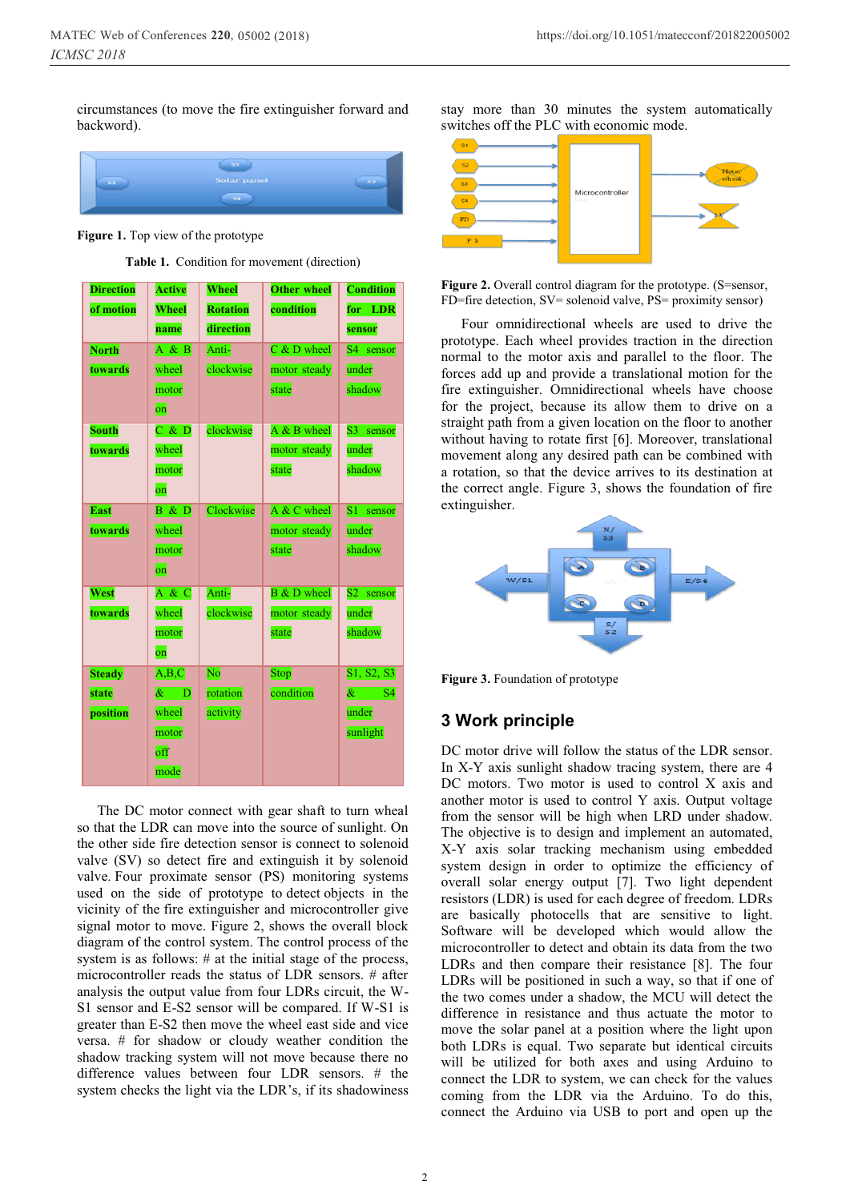circumstances (to move the fire extinguisher forward and backward).

**Figure 1.** Top view of the prototype

**Table 1.** Condition for movement (direction)

| Direction of motion | Active Wheel name | Wheel Rotation direction | Other wheel condition | Condition for LDR sensor |
|---|---|---|---|---|
| North towards | A & B wheel motor on | Anti-clockwise | C & D wheel motor steady state | S4 sensor under shadow |
| South towards | C & D wheel motor on | clockwise | A & B wheel motor steady state | S3 sensor under shadow |
| East towards | B & D wheel motor on | Clockwise | A & C wheel motor steady state | S1 sensor under shadow |
| West towards | A & C wheel motor on | Anti-clockwise | B & D wheel motor steady state | S2 sensor under shadow |
| Steady state position | A,B,C & D wheel motor off mode | No rotation activity | Stop condition | S1, S2, S3 & S4 under sunlight |

The DC motor connect with gear shaft to turn wheal so that the LDR can move into the source of sunlight. On the other side fire detection sensor is connect to solenoid valve (SV) so detect fire and extinguish it by solenoid valve. Four proximate sensor (PS) monitoring systems used on the side of prototype to detect objects in the vicinity of the fire extinguisher and microcontroller give signal motor to move. Figure 2, shows the overall block diagram of the control system. The control process of the system is as follows: # at the initial stage of the process, microcontroller reads the status of LDR sensors. # after analysis the output value from four LDRs circuit, the W-S1 sensor and E-S2 sensor will be compared. If W-S1 is greater than E-S2 then move the wheel east side and vice versa. # for shadow or cloudy weather condition the shadow tracking system will not move because there no difference values between four LDR sensors. # the system checks the light via the LDR's, if its shadowiness stay more than 30 minutes the system automatically switches off the PLC with economic mode.

**Figure 2.** Overall control diagram for the prototype. (S=sensor, FD=fire detection, SV= solenoid valve, PS= proximity sensor)

Four omnidirectional wheels are used to drive the prototype. Each wheel provides traction in the direction normal to the motor axis and parallel to the floor. The forces add up and provide a translational motion for the fire extinguisher. Omnidirectional wheels have choose for the project, because its allow them to drive on a straight path from a given location on the floor to another without having to rotate first [6]. Moreover, translational movement along any desired path can be combined with a rotation, so that the device arrives to its destination at the correct angle. Figure 3, shows the foundation of fire extinguisher.

**Figure 3.** Foundation of prototype

## 3 Work principle

DC motor drive will follow the status of the LDR sensor. In X-Y axis sunlight shadow tracing system, there are 4 DC motors. Two motor is used to control X axis and another motor is used to control Y axis. Output voltage from the sensor will be high when LRD under shadow. The objective is to design and implement an automated, X-Y axis solar tracking mechanism using embedded system design in order to optimize the efficiency of overall solar energy output [7]. Two light dependent resistors (LDR) is used for each degree of freedom. LDRs are basically photocells that are sensitive to light. Software will be developed which would allow the microcontroller to detect and obtain its data from the two LDRs and then compare their resistance [8]. The four LDRs will be positioned in such a way, so that if one of the two comes under a shadow, the MCU will detect the difference in resistance and thus actuate the motor to move the solar panel at a position where the light upon both LDRs is equal. Two separate but identical circuits will be utilized for both axes and using Arduino to connect the LDR to system, we can check for the values coming from the LDR via the Arduino. To do this, connect the Arduino via USB to port and open up the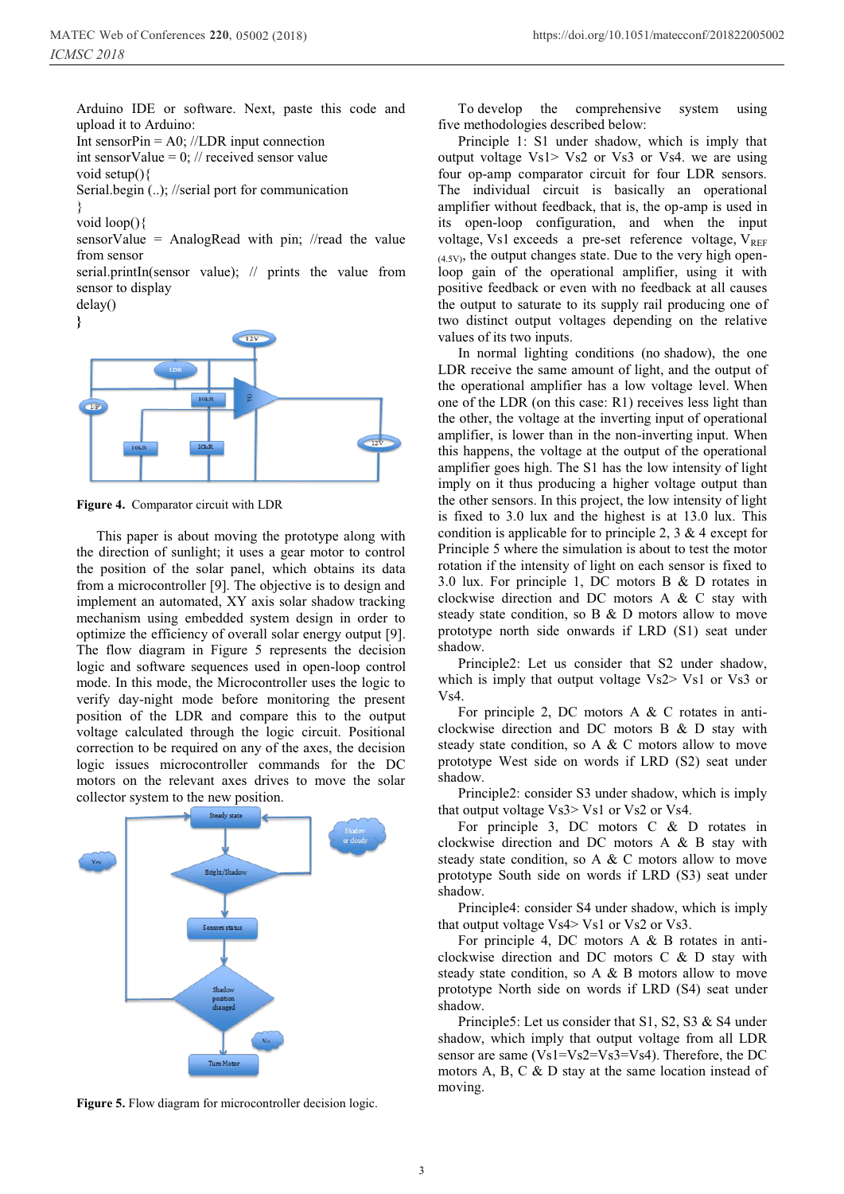Arduino IDE or software. Next, paste this code and upload it to Arduino:

```
Int sensorPin = A0; //LDR input connection
int sensorValue = 0; // received sensor value
void setup(){
Serial.begin (..); //serial port for communication
}
void loop(){
sensorValue = AnalogRead with pin; //read the value from sensor
serial.printIn(sensor value); // prints the value from sensor to display
delay()
}
```

**Figure 4.** Comparator circuit with LDR

This paper is about moving the prototype along with the direction of sunlight; it uses a gear motor to control the position of the solar panel, which obtains its data from a microcontroller [9]. The objective is to design and implement an automated, XY axis solar shadow tracking mechanism using embedded system design in order to optimize the efficiency of overall solar energy output [9]. The flow diagram in Figure 5 represents the decision logic and software sequences used in open-loop control mode. In this mode, the Microcontroller uses the logic to verify day-night mode before monitoring the present position of the LDR and compare this to the output voltage calculated through the logic circuit. Positional correction to be required on any of the axes, the decision logic issues microcontroller commands for the DC motors on the relevant axes drives to move the solar collector system to the new position.

**Figure 5.** Flow diagram for microcontroller decision logic.

To develop the comprehensive system using five methodologies described below:

Principle 1: S1 under shadow, which is imply that output voltage $V_{s1} > V_{s2}$ or $V_{s3}$ or $V_{s4}$. we are using four op-amp comparator circuit for four LDR sensors. The individual circuit is basically an operational amplifier without feedback, that is, the op-amp is used in its open-loop configuration, and when the input voltage, $V_{s1}$ exceeds a pre-set reference voltage, $V_{REF\,(4.5V)}$, the output changes state. Due to the very high open-loop gain of the operational amplifier, using it with positive feedback or even with no feedback at all causes the output to saturate to its supply rail producing one of two distinct output voltages depending on the relative values of its two inputs.

In normal lighting conditions (no shadow), the one LDR receive the same amount of light, and the output of the operational amplifier has a low voltage level. When one of the LDR (on this case: R1) receives less light than the other, the voltage at the inverting input of operational amplifier, is lower than in the non-inverting input. When this happens, the voltage at the output of the operational amplifier goes high. The S1 has the low intensity of light imply on it thus producing a higher voltage output than the other sensors. In this project, the low intensity of light is fixed to 3.0 lux and the highest is at 13.0 lux. This condition is applicable for to principle 2, 3 & 4 except for Principle 5 where the simulation is about to test the motor rotation if the intensity of light on each sensor is fixed to 3.0 lux. For principle 1, DC motors B & D rotates in clockwise direction and DC motors A & C stay with steady state condition, so B & D motors allow to move prototype north side onwards if LRD (S1) seat under shadow.

Principle2: Let us consider that S2 under shadow, which is imply that output voltage $V_{s2} > V_{s1}$ or $V_{s3}$ or $V_{s4}$.

For principle 2, DC motors A & C rotates in anti-clockwise direction and DC motors B & D stay with steady state condition, so A & C motors allow to move prototype West side on words if LRD (S2) seat under shadow.

Principle2: consider S3 under shadow, which is imply that output voltage $V_{s3} > V_{s1}$ or $V_{s2}$ or $V_{s4}$.

For principle 3, DC motors C & D rotates in clockwise direction and DC motors A & B stay with steady state condition, so A & C motors allow to move prototype South side on words if LRD (S3) seat under shadow.

Principle4: consider S4 under shadow, which is imply that output voltage $V_{s4} > V_{s1}$ or $V_{s2}$ or $V_{s3}$.

For principle 4, DC motors A & B rotates in anti-clockwise direction and DC motors C & D stay with steady state condition, so A & B motors allow to move prototype North side on words if LRD (S4) seat under shadow.

Principle5: Let us consider that S1, S2, S3 & S4 under shadow, which imply that output voltage from all LDR sensor are same ($V_{s1}=V_{s2}=V_{s3}=V_{s4}$). Therefore, the DC motors A, B, C & D stay at the same location instead of moving.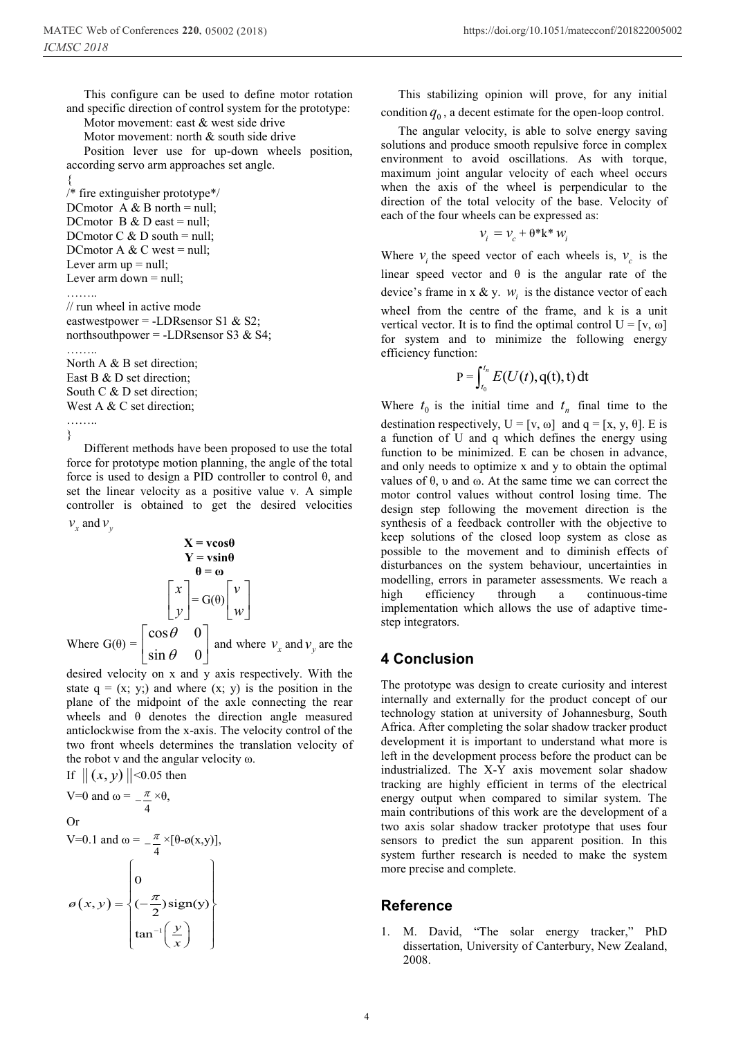This configure can be used to define motor rotation and specific direction of control system for the prototype:

Motor movement: east & west side drive

Motor movement: north & south side drive

Position lever use for up-down wheels position, according servo arm approaches set angle.

```
{
/* fire extinguisher prototype*/
DCmotor  A & B north = null;
DCmotor  B & D east = null;
DCmotor C & D south = null;
DCmotor A & C west = null;
Lever arm up = null;
Lever arm down = null;
……..
// run wheel in active mode
eastwestpower = -LDRsensor S1 & S2;
northsouthpower = -LDRsensor S3 & S4;
……..
North A & B set direction;
East B & D set direction;
South C & D set direction;
West A & C set direction;
……..
}
```

Different methods have been proposed to use the total force for prototype motion planning, the angle of the total force is used to design a PID controller to control θ, and set the linear velocity as a positive value v. A simple controller is obtained to get the desired velocities $v_x$ and $v_y$

$$\mathbf{X = v\cos\theta}$$

$$\mathbf{Y = v\sin\theta}$$

$$\mathbf{\theta = \omega}$$

$$\begin{bmatrix} x \\ y \end{bmatrix} = \mathrm{G}(\theta)\begin{bmatrix} v \\ w \end{bmatrix}$$

Where $\mathrm{G}(\theta) = \begin{bmatrix} \cos\theta & 0 \\ \sin\theta & 0 \end{bmatrix}$ and where $v_x$ and $v_y$ are the desired velocity on x and y axis respectively. With the state q = (x; y;) and where (x; y) is the position in the plane of the midpoint of the axle connecting the rear wheels and θ denotes the direction angle measured anticlockwise from the x-axis. The velocity control of the two front wheels determines the translation velocity of the robot v and the angular velocity ω.

If $\|(x, y)\|$<0.05 then

V=0 and $\omega = -\frac{\pi}{4}\times\theta$,

Or

V=0.1 and $\omega = -\frac{\pi}{4}\times[\theta - \varnothing(x,y)]$,

$$\varnothing(x,y) = \begin{Bmatrix} 0 \\ (-\frac{\pi}{2})\,\mathrm{sign(y)} \\ \tan^{-1}\left(\frac{y}{x}\right) \end{Bmatrix}$$

This stabilizing opinion will prove, for any initial condition $q_0$, a decent estimate for the open-loop control.

The angular velocity, is able to solve energy saving solutions and produce smooth repulsive force in complex environment to avoid oscillations. As with torque, maximum joint angular velocity of each wheel occurs when the axis of the wheel is perpendicular to the direction of the total velocity of the base. Velocity of each of the four wheels can be expressed as:

$$v_i = v_c + \theta * k * w_i$$

Where $v_i$ the speed vector of each wheels is, $v_c$ is the linear speed vector and θ is the angular rate of the device's frame in x & y. $w_i$ is the distance vector of each wheel from the centre of the frame, and k is a unit vertical vector. It is to find the optimal control U = [v, ω] for system and to minimize the following energy efficiency function:

$$\mathrm{P} = \int_{t_0}^{t_n} E(U(t), \mathrm{q}(t), \mathrm{t})\,\mathrm{dt}$$

Where $t_0$ is the initial time and $t_n$ final time to the destination respectively, U = [v, ω] and q = [x, y, θ]. E is a function of U and q which defines the energy using function to be minimized. E can be chosen in advance, and only needs to optimize x and y to obtain the optimal values of θ, υ and ω. At the same time we can correct the motor control values without control losing time. The design step following the movement direction is the synthesis of a feedback controller with the objective to keep solutions of the closed loop system as close as possible to the movement and to diminish effects of disturbances on the system behaviour, uncertainties in modelling, errors in parameter assessments. We reach a high efficiency through a continuous-time implementation which allows the use of adaptive time-step integrators.

## 4 Conclusion

The prototype was design to create curiosity and interest internally and externally for the product concept of our technology station at university of Johannesburg, South Africa. After completing the solar shadow tracker product development it is important to understand what more is left in the development process before the product can be industrialized. The X-Y axis movement solar shadow tracking are highly efficient in terms of the electrical energy output when compared to similar system. The main contributions of this work are the development of a two axis solar shadow tracker prototype that uses four sensors to predict the sun apparent position. In this system further research is needed to make the system more precise and complete.

## Reference

1. M. David, "The solar energy tracker," PhD dissertation, University of Canterbury, New Zealand, 2008.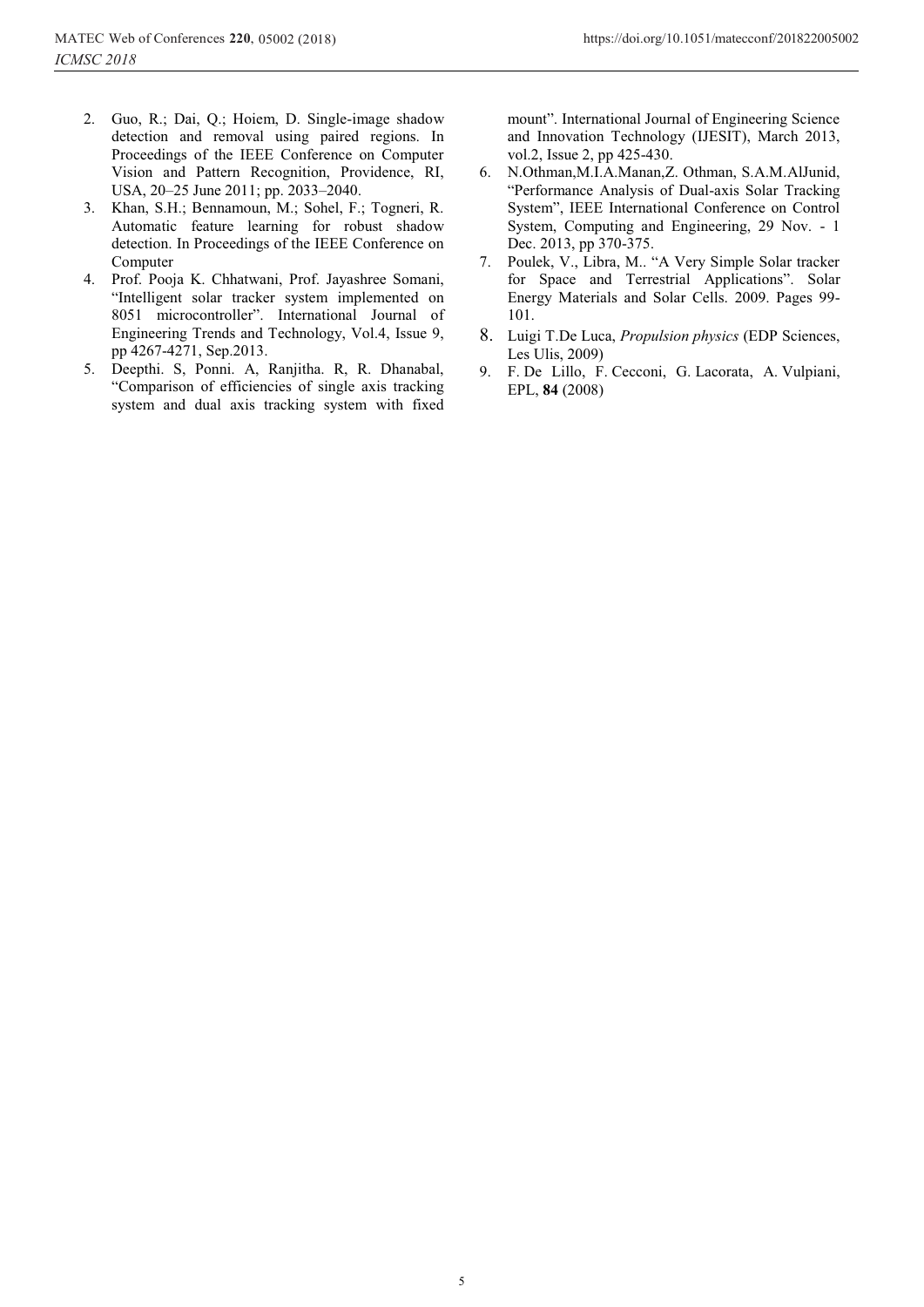2. Guo, R.; Dai, Q.; Hoiem, D. Single-image shadow detection and removal using paired regions. In Proceedings of the IEEE Conference on Computer Vision and Pattern Recognition, Providence, RI, USA, 20–25 June 2011; pp. 2033–2040.
3. Khan, S.H.; Bennamoun, M.; Sohel, F.; Togneri, R. Automatic feature learning for robust shadow detection. In Proceedings of the IEEE Conference on Computer
4. Prof. Pooja K. Chhatwani, Prof. Jayashree Somani, "Intelligent solar tracker system implemented on 8051 microcontroller". International Journal of Engineering Trends and Technology, Vol.4, Issue 9, pp 4267-4271, Sep.2013.
5. Deepthi. S, Ponni. A, Ranjitha. R, R. Dhanabal, "Comparison of efficiencies of single axis tracking system and dual axis tracking system with fixed mount". International Journal of Engineering Science and Innovation Technology (IJESIT), March 2013, vol.2, Issue 2, pp 425-430.
6. N.Othman,M.I.A.Manan,Z. Othman, S.A.M.AlJunid, "Performance Analysis of Dual-axis Solar Tracking System", IEEE International Conference on Control System, Computing and Engineering, 29 Nov. - 1 Dec. 2013, pp 370-375.
7. Poulek, V., Libra, M.. "A Very Simple Solar tracker for Space and Terrestrial Applications". Solar Energy Materials and Solar Cells. 2009. Pages 99-101.
8. Luigi T.De Luca, *Propulsion physics* (EDP Sciences, Les Ulis, 2009)
9. F. De Lillo, F. Cecconi, G. Lacorata, A. Vulpiani, EPL, **84** (2008)